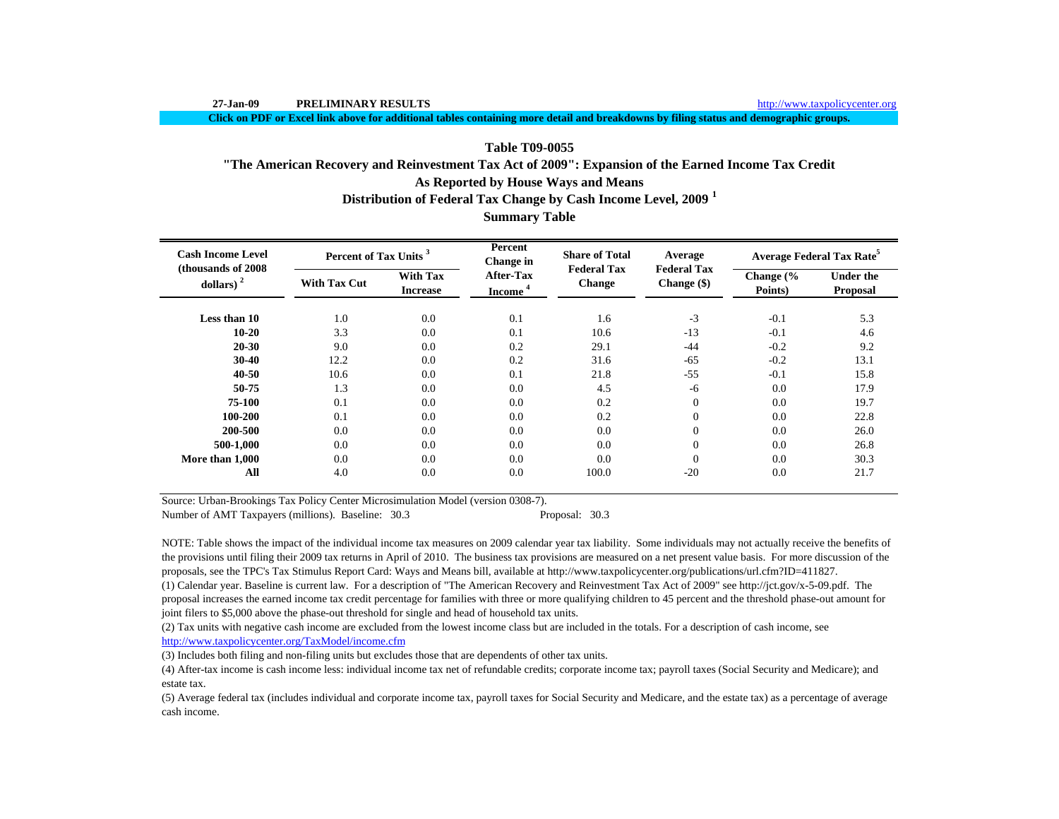27-Jan-09 **PRELIMINARY RESULTS** http://www.taxpolicycenter.org

**Click on PDF or Excel link above for additional tables containing more detail and breakdowns by filing status and demographic groups.**

## Table T09-0055
## "The American Recovery and Reinvestment Tax Act of 2009": Expansion of the Earned Income Tax Credit
## As Reported by House Ways and Means
## Distribution of Federal Tax Change by Cash Income Level, 2009 [1]
## Summary Table

| Cash Income Level (thousands of 2008 dollars) [2] | Percent of Tax Units [3] | | Percent Change in After-Tax Income [4] | Share of Total Federal Tax Change | Average Federal Tax Change ($) | Average Federal Tax Rate[5] | |
|---|---|---|---|---|---|---|---|
| | With Tax Cut | With Tax Increase | | | | Change (% Points) | Under the Proposal |
| **Less than 10** | 1.0 | 0.0 | 0.1 | 1.6 | -3 | -0.1 | 5.3 |
| **10-20** | 3.3 | 0.0 | 0.1 | 10.6 | -13 | -0.1 | 4.6 |
| **20-30** | 9.0 | 0.0 | 0.2 | 29.1 | -44 | -0.2 | 9.2 |
| **30-40** | 12.2 | 0.0 | 0.2 | 31.6 | -65 | -0.2 | 13.1 |
| **40-50** | 10.6 | 0.0 | 0.1 | 21.8 | -55 | -0.1 | 15.8 |
| **50-75** | 1.3 | 0.0 | 0.0 | 4.5 | -6 | 0.0 | 17.9 |
| **75-100** | 0.1 | 0.0 | 0.0 | 0.2 | 0 | 0.0 | 19.7 |
| **100-200** | 0.1 | 0.0 | 0.0 | 0.2 | 0 | 0.0 | 22.8 |
| **200-500** | 0.0 | 0.0 | 0.0 | 0.0 | 0 | 0.0 | 26.0 |
| **500-1,000** | 0.0 | 0.0 | 0.0 | 0.0 | 0 | 0.0 | 26.8 |
| **More than 1,000** | 0.0 | 0.0 | 0.0 | 0.0 | 0 | 0.0 | 30.3 |
| **All** | 4.0 | 0.0 | 0.0 | 100.0 | -20 | 0.0 | 21.7 |

Source: Urban-Brookings Tax Policy Center Microsimulation Model (version 0308-7).

Number of AMT Taxpayers (millions). Baseline: 30.3 Proposal: 30.3

NOTE: Table shows the impact of the individual income tax measures on 2009 calendar year tax liability. Some individuals may not actually receive the benefits of the provisions until filing their 2009 tax returns in April of 2010. The business tax provisions are measured on a net present value basis. For more discussion of the proposals, see the TPC's Tax Stimulus Report Card: Ways and Means bill, available at http://www.taxpolicycenter.org/publications/url.cfm?ID=411827.

(1) Calendar year. Baseline is current law. For a description of "The American Recovery and Reinvestment Tax Act of 2009" see http://jct.gov/x-5-09.pdf. The proposal increases the earned income tax credit percentage for families with three or more qualifying children to 45 percent and the threshold phase-out amount for joint filers to $5,000 above the phase-out threshold for single and head of household tax units.

(2) Tax units with negative cash income are excluded from the lowest income class but are included in the totals. For a description of cash income, see http://www.taxpolicycenter.org/TaxModel/income.cfm

(3) Includes both filing and non-filing units but excludes those that are dependents of other tax units.

(4) After-tax income is cash income less: individual income tax net of refundable credits; corporate income tax; payroll taxes (Social Security and Medicare); and estate tax.

(5) Average federal tax (includes individual and corporate income tax, payroll taxes for Social Security and Medicare, and the estate tax) as a percentage of average cash income.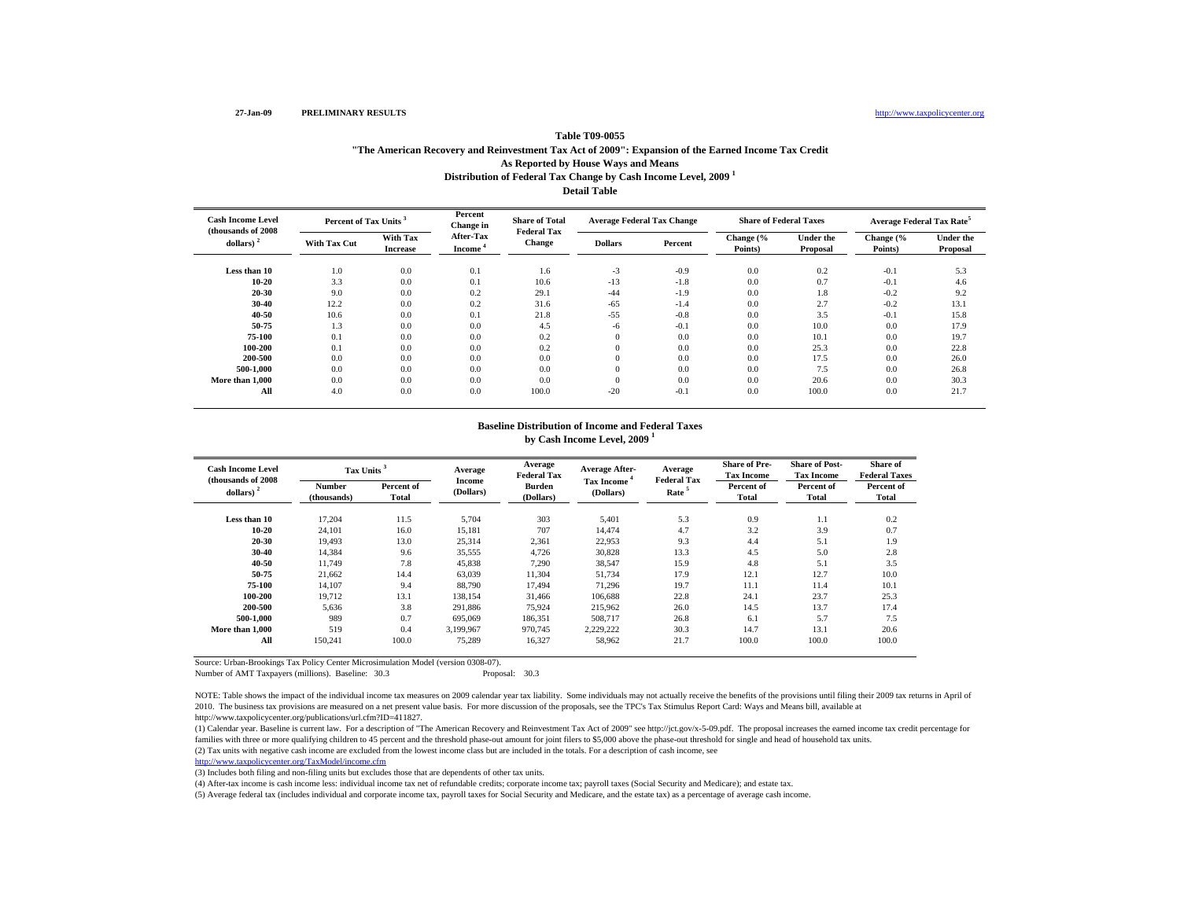27-Jan-09 PRELIMINARY RESULTS

http://www.taxpolicycenter.org

## Table T09-0055
## "The American Recovery and Reinvestment Tax Act of 2009": Expansion of the Earned Income Tax Credit
## As Reported by House Ways and Means
## Distribution of Federal Tax Change by Cash Income Level, 2009 [1]
## Detail Table

| Cash Income Level (thousands of 2008 dollars) [2] | Percent of Tax Units [3] | | Percent Change in After-Tax Income [4] | Share of Total Federal Tax Change | Average Federal Tax Change | | Share of Federal Taxes | | Average Federal Tax Rate [5] | |
|---|---|---|---|---|---|---|---|---|---|---|
| | With Tax Cut | With Tax Increase | | | Dollars | Percent | Change (% Points) | Under the Proposal | Change (% Points) | Under the Proposal |
| Less than 10 | 1.0 | 0.0 | 0.1 | 1.6 | -3 | -0.9 | 0.0 | 0.2 | -0.1 | 5.3 |
| 10-20 | 3.3 | 0.0 | 0.1 | 10.6 | -13 | -1.8 | 0.0 | 0.7 | -0.1 | 4.6 |
| 20-30 | 9.0 | 0.0 | 0.2 | 29.1 | -44 | -1.9 | 0.0 | 1.8 | -0.2 | 9.2 |
| 30-40 | 12.2 | 0.0 | 0.2 | 31.6 | -65 | -1.4 | 0.0 | 2.7 | -0.2 | 13.1 |
| 40-50 | 10.6 | 0.0 | 0.1 | 21.8 | -55 | -0.8 | 0.0 | 3.5 | -0.1 | 15.8 |
| 50-75 | 1.3 | 0.0 | 0.0 | 4.5 | -6 | -0.1 | 0.0 | 10.0 | 0.0 | 17.9 |
| 75-100 | 0.1 | 0.0 | 0.0 | 0.2 | 0 | 0.0 | 0.0 | 10.1 | 0.0 | 19.7 |
| 100-200 | 0.1 | 0.0 | 0.0 | 0.2 | 0 | 0.0 | 0.0 | 25.3 | 0.0 | 22.8 |
| 200-500 | 0.0 | 0.0 | 0.0 | 0.0 | 0 | 0.0 | 0.0 | 17.5 | 0.0 | 26.0 |
| 500-1,000 | 0.0 | 0.0 | 0.0 | 0.0 | 0 | 0.0 | 0.0 | 7.5 | 0.0 | 26.8 |
| More than 1,000 | 0.0 | 0.0 | 0.0 | 0.0 | 0 | 0.0 | 0.0 | 20.6 | 0.0 | 30.3 |
| All | 4.0 | 0.0 | 0.0 | 100.0 | -20 | -0.1 | 0.0 | 100.0 | 0.0 | 21.7 |

## Baseline Distribution of Income and Federal Taxes
## by Cash Income Level, 2009 [1]

| Cash Income Level (thousands of 2008 dollars) [2] | Tax Units [3] | | Average Income (Dollars) | Average Federal Tax Burden (Dollars) | Average After-Tax Income [4] (Dollars) | Average Federal Tax Rate [5] | Share of Pre-Tax Income | Share of Post-Tax Income | Share of Federal Taxes |
|---|---|---|---|---|---|---|---|---|---|
| | Number (thousands) | Percent of Total | | | | | Percent of Total | Percent of Total | Percent of Total |
| Less than 10 | 17,204 | 11.5 | 5,704 | 303 | 5,401 | 5.3 | 0.9 | 1.1 | 0.2 |
| 10-20 | 24,101 | 16.0 | 15,181 | 707 | 14,474 | 4.7 | 3.2 | 3.9 | 0.7 |
| 20-30 | 19,493 | 13.0 | 25,314 | 2,361 | 22,953 | 9.3 | 4.4 | 5.1 | 1.9 |
| 30-40 | 14,384 | 9.6 | 35,555 | 4,726 | 30,828 | 13.3 | 4.5 | 5.0 | 2.8 |
| 40-50 | 11,749 | 7.8 | 45,838 | 7,290 | 38,547 | 15.9 | 4.8 | 5.1 | 3.5 |
| 50-75 | 21,662 | 14.4 | 63,039 | 11,304 | 51,734 | 17.9 | 12.1 | 12.7 | 10.0 |
| 75-100 | 14,107 | 9.4 | 88,790 | 17,494 | 71,296 | 19.7 | 11.1 | 11.4 | 10.1 |
| 100-200 | 19,712 | 13.1 | 138,154 | 31,466 | 106,688 | 22.8 | 24.1 | 23.7 | 25.3 |
| 200-500 | 5,636 | 3.8 | 291,886 | 75,924 | 215,962 | 26.0 | 14.5 | 13.7 | 17.4 |
| 500-1,000 | 989 | 0.7 | 695,069 | 186,351 | 508,717 | 26.8 | 6.1 | 5.7 | 7.5 |
| More than 1,000 | 519 | 0.4 | 3,199,967 | 970,745 | 2,229,222 | 30.3 | 14.7 | 13.1 | 20.6 |
| All | 150,241 | 100.0 | 75,289 | 16,327 | 58,962 | 21.7 | 100.0 | 100.0 | 100.0 |

Source: Urban-Brookings Tax Policy Center Microsimulation Model (version 0308-07).

Number of AMT Taxpayers (millions). Baseline: 30.3 Proposal: 30.3

NOTE: Table shows the impact of the individual income tax measures on 2009 calendar year tax liability. Some individuals may not actually receive the benefits of the provisions until filing their 2009 tax returns in April of 2010. The business tax provisions are measured on a net present value basis. For more discussion of the proposals, see the TPC's Tax Stimulus Report Card: Ways and Means bill, available at http://www.taxpolicycenter.org/publications/url.cfm?ID=411827.

(1) Calendar year. Baseline is current law. For a description of "The American Recovery and Reinvestment Tax Act of 2009" see http://jct.gov/x-5-09.pdf. The proposal increases the earned income tax credit percentage for families with three or more qualifying children to 45 percent and the threshold phase-out amount for joint filers to $5,000 above the phase-out threshold for single and head of household tax units.

(2) Tax units with negative cash income are excluded from the lowest income class but are included in the totals. For a description of cash income, see http://www.taxpolicycenter.org/TaxModel/income.cfm

(3) Includes both filing and non-filing units but excludes those that are dependents of other tax units.

(4) After-tax income is cash income less: individual income tax net of refundable credits; corporate income tax; payroll taxes (Social Security and Medicare); and estate tax.

(5) Average federal tax (includes individual and corporate income tax, payroll taxes for Social Security and Medicare, and the estate tax) as a percentage of average cash income.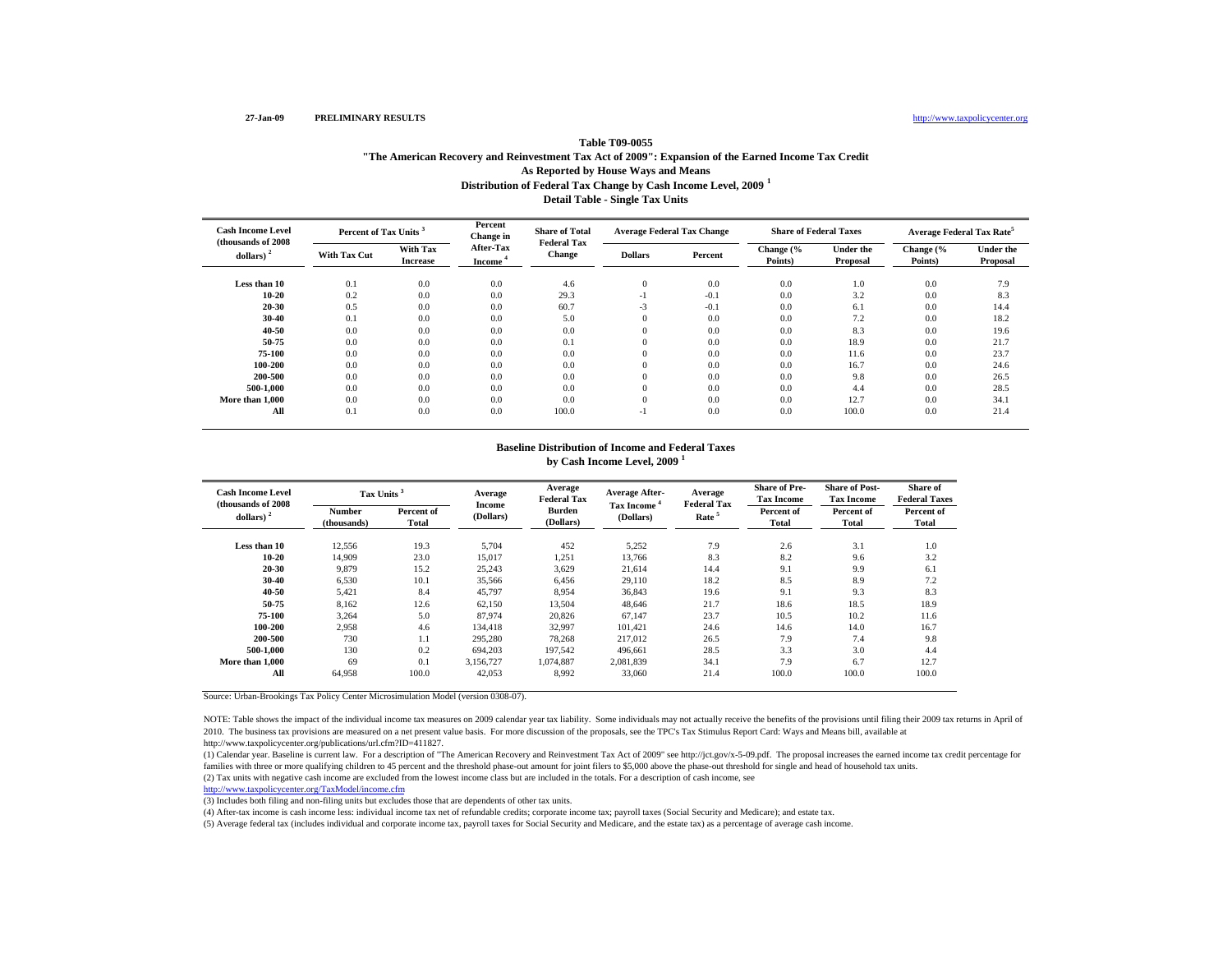27-Jan-09 PRELIMINARY RESULTS http://www.taxpolicycenter.org

### Table T09-0055
### "The American Recovery and Reinvestment Tax Act of 2009": Expansion of the Earned Income Tax Credit
### As Reported by House Ways and Means
### Distribution of Federal Tax Change by Cash Income Level, 2009 [1]
### Detail Table - Single Tax Units

| Cash Income Level (thousands of 2008 dollars) [2] | Percent of Tax Units [3] | | Percent Change in After-Tax Income [4] | Share of Total Federal Tax Change | Average Federal Tax Change | | Share of Federal Taxes | | Average Federal Tax Rate[5] | |
|---|---|---|---|---|---|---|---|---|---|---|
| | With Tax Cut | With Tax Increase | | | Dollars | Percent | Change (% Points) | Under the Proposal | Change (% Points) | Under the Proposal |
| Less than 10 | 0.1 | 0.0 | 0.0 | 4.6 | 0 | 0.0 | 0.0 | 1.0 | 0.0 | 7.9 |
| 10-20 | 0.2 | 0.0 | 0.0 | 29.3 | -1 | -0.1 | 0.0 | 3.2 | 0.0 | 8.3 |
| 20-30 | 0.5 | 0.0 | 0.0 | 60.7 | -3 | -0.1 | 0.0 | 6.1 | 0.0 | 14.4 |
| 30-40 | 0.1 | 0.0 | 0.0 | 5.0 | 0 | 0.0 | 0.0 | 7.2 | 0.0 | 18.2 |
| 40-50 | 0.0 | 0.0 | 0.0 | 0.0 | 0 | 0.0 | 0.0 | 8.3 | 0.0 | 19.6 |
| 50-75 | 0.0 | 0.0 | 0.0 | 0.1 | 0 | 0.0 | 0.0 | 18.9 | 0.0 | 21.7 |
| 75-100 | 0.0 | 0.0 | 0.0 | 0.0 | 0 | 0.0 | 0.0 | 11.6 | 0.0 | 23.7 |
| 100-200 | 0.0 | 0.0 | 0.0 | 0.0 | 0 | 0.0 | 0.0 | 16.7 | 0.0 | 24.6 |
| 200-500 | 0.0 | 0.0 | 0.0 | 0.0 | 0 | 0.0 | 0.0 | 9.8 | 0.0 | 26.5 |
| 500-1,000 | 0.0 | 0.0 | 0.0 | 0.0 | 0 | 0.0 | 0.0 | 4.4 | 0.0 | 28.5 |
| More than 1,000 | 0.0 | 0.0 | 0.0 | 0.0 | 0 | 0.0 | 0.0 | 12.7 | 0.0 | 34.1 |
| All | 0.1 | 0.0 | 0.0 | 100.0 | -1 | 0.0 | 0.0 | 100.0 | 0.0 | 21.4 |

### Baseline Distribution of Income and Federal Taxes
### by Cash Income Level, 2009 [1]

| Cash Income Level (thousands of 2008 dollars) [2] | Tax Units [3] | | Average Income (Dollars) | Average Federal Tax Burden (Dollars) | Average After-Tax Income [4] (Dollars) | Average Federal Tax Rate [5] | Share of Pre-Tax Income | Share of Post-Tax Income | Share of Federal Taxes |
|---|---|---|---|---|---|---|---|---|---|
| | Number (thousands) | Percent of Total | | | | | Percent of Total | Percent of Total | Percent of Total |
| Less than 10 | 12,556 | 19.3 | 5,704 | 452 | 5,252 | 7.9 | 2.6 | 3.1 | 1.0 |
| 10-20 | 14,909 | 23.0 | 15,017 | 1,251 | 13,766 | 8.3 | 8.2 | 9.6 | 3.2 |
| 20-30 | 9,879 | 15.2 | 25,243 | 3,629 | 21,614 | 14.4 | 9.1 | 9.9 | 6.1 |
| 30-40 | 6,530 | 10.1 | 35,566 | 6,456 | 29,110 | 18.2 | 8.5 | 8.9 | 7.2 |
| 40-50 | 5,421 | 8.4 | 45,797 | 8,954 | 36,843 | 19.6 | 9.1 | 9.3 | 8.3 |
| 50-75 | 8,162 | 12.6 | 62,150 | 13,504 | 48,646 | 21.7 | 18.6 | 18.5 | 18.9 |
| 75-100 | 3,264 | 5.0 | 87,974 | 20,826 | 67,147 | 23.7 | 10.5 | 10.2 | 11.6 |
| 100-200 | 2,958 | 4.6 | 134,418 | 32,997 | 101,421 | 24.6 | 14.6 | 14.0 | 16.7 |
| 200-500 | 730 | 1.1 | 295,280 | 78,268 | 217,012 | 26.5 | 7.9 | 7.4 | 9.8 |
| 500-1,000 | 130 | 0.2 | 694,203 | 197,542 | 496,661 | 28.5 | 3.3 | 3.0 | 4.4 |
| More than 1,000 | 69 | 0.1 | 3,156,727 | 1,074,887 | 2,081,839 | 34.1 | 7.9 | 6.7 | 12.7 |
| All | 64,958 | 100.0 | 42,053 | 8,992 | 33,060 | 21.4 | 100.0 | 100.0 | 100.0 |

Source: Urban-Brookings Tax Policy Center Microsimulation Model (version 0308-07).

NOTE: Table shows the impact of the individual income tax measures on 2009 calendar year tax liability. Some individuals may not actually receive the benefits of the provisions until filing their 2009 tax returns in April of 2010. The business tax provisions are measured on a net present value basis. For more discussion of the proposals, see the TPC's Tax Stimulus Report Card: Ways and Means bill, available at http://www.taxpolicycenter.org/publications/url.cfm?ID=411827.

(1) Calendar year. Baseline is current law. For a description of "The American Recovery and Reinvestment Tax Act of 2009" see http://jct.gov/x-5-09.pdf. The proposal increases the earned income tax credit percentage for families with three or more qualifying children to 45 percent and the threshold phase-out amount for joint filers to $5,000 above the phase-out threshold for single and head of household tax units.

(2) Tax units with negative cash income are excluded from the lowest income class but are included in the totals. For a description of cash income, see http://www.taxpolicycenter.org/TaxModel/income.cfm

(3) Includes both filing and non-filing units but excludes those that are dependents of other tax units.

(4) After-tax income is cash income less: individual income tax net of refundable credits; corporate income tax; payroll taxes (Social Security and Medicare); and estate tax.

(5) Average federal tax (includes individual and corporate income tax, payroll taxes for Social Security and Medicare, and the estate tax) as a percentage of average cash income.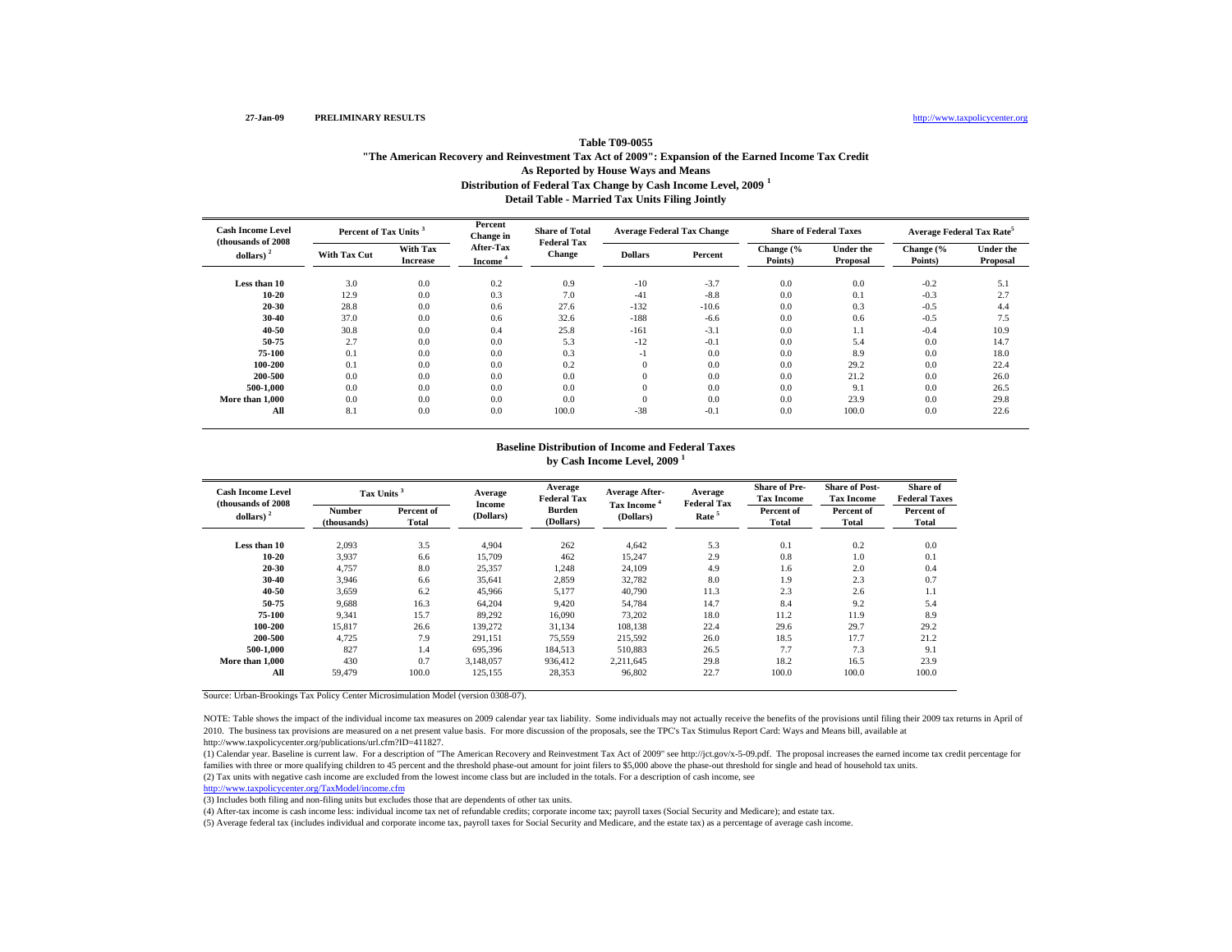27-Jan-09 PRELIMINARY RESULTS http://www.taxpolicycenter.org

### Table T09-0055
### "The American Recovery and Reinvestment Tax Act of 2009": Expansion of the Earned Income Tax Credit
### As Reported by House Ways and Means
### Distribution of Federal Tax Change by Cash Income Level, 2009 [1]
### Detail Table - Married Tax Units Filing Jointly

| Cash Income Level (thousands of 2008 dollars) [2] | Percent of Tax Units [3] | | Percent Change in After-Tax Income [4] | Share of Total Federal Tax Change | Average Federal Tax Change | | Share of Federal Taxes | | Average Federal Tax Rate[5] | |
|---|---|---|---|---|---|---|---|---|---|---|
| | With Tax Cut | With Tax Increase | | | Dollars | Percent | Change (% Points) | Under the Proposal | Change (% Points) | Under the Proposal |
| Less than 10 | 3.0 | 0.0 | 0.2 | 0.9 | -10 | -3.7 | 0.0 | 0.0 | -0.2 | 5.1 |
| 10-20 | 12.9 | 0.0 | 0.3 | 7.0 | -41 | -8.8 | 0.0 | 0.1 | -0.3 | 2.7 |
| 20-30 | 28.8 | 0.0 | 0.6 | 27.6 | -132 | -10.6 | 0.0 | 0.3 | -0.5 | 4.4 |
| 30-40 | 37.0 | 0.0 | 0.6 | 32.6 | -188 | -6.6 | 0.0 | 0.6 | -0.5 | 7.5 |
| 40-50 | 30.8 | 0.0 | 0.4 | 25.8 | -161 | -3.1 | 0.0 | 1.1 | -0.4 | 10.9 |
| 50-75 | 2.7 | 0.0 | 0.0 | 5.3 | -12 | -0.1 | 0.0 | 5.4 | 0.0 | 14.7 |
| 75-100 | 0.1 | 0.0 | 0.0 | 0.3 | -1 | 0.0 | 0.0 | 8.9 | 0.0 | 18.0 |
| 100-200 | 0.1 | 0.0 | 0.0 | 0.2 | 0 | 0.0 | 0.0 | 29.2 | 0.0 | 22.4 |
| 200-500 | 0.0 | 0.0 | 0.0 | 0.0 | 0 | 0.0 | 0.0 | 21.2 | 0.0 | 26.0 |
| 500-1,000 | 0.0 | 0.0 | 0.0 | 0.0 | 0 | 0.0 | 0.0 | 9.1 | 0.0 | 26.5 |
| More than 1,000 | 0.0 | 0.0 | 0.0 | 0.0 | 0 | 0.0 | 0.0 | 23.9 | 0.0 | 29.8 |
| All | 8.1 | 0.0 | 0.0 | 100.0 | -38 | -0.1 | 0.0 | 100.0 | 0.0 | 22.6 |

### Baseline Distribution of Income and Federal Taxes
### by Cash Income Level, 2009 [1]

| Cash Income Level (thousands of 2008 dollars) [2] | Tax Units [3] | | Average Income (Dollars) | Average Federal Tax Burden (Dollars) | Average After-Tax Income [4] (Dollars) | Average Federal Tax Rate [5] | Share of Pre-Tax Income | Share of Post-Tax Income | Share of Federal Taxes |
|---|---|---|---|---|---|---|---|---|---|
| | Number (thousands) | Percent of Total | | | | | Percent of Total | Percent of Total | Percent of Total |
| Less than 10 | 2,093 | 3.5 | 4,904 | 262 | 4,642 | 5.3 | 0.1 | 0.2 | 0.0 |
| 10-20 | 3,937 | 6.6 | 15,709 | 462 | 15,247 | 2.9 | 0.8 | 1.0 | 0.1 |
| 20-30 | 4,757 | 8.0 | 25,357 | 1,248 | 24,109 | 4.9 | 1.6 | 2.0 | 0.4 |
| 30-40 | 3,946 | 6.6 | 35,641 | 2,859 | 32,782 | 8.0 | 1.9 | 2.3 | 0.7 |
| 40-50 | 3,659 | 6.2 | 45,966 | 5,177 | 40,790 | 11.3 | 2.3 | 2.6 | 1.1 |
| 50-75 | 9,688 | 16.3 | 64,204 | 9,420 | 54,784 | 14.7 | 8.4 | 9.2 | 5.4 |
| 75-100 | 9,341 | 15.7 | 89,292 | 16,090 | 73,202 | 18.0 | 11.2 | 11.9 | 8.9 |
| 100-200 | 15,817 | 26.6 | 139,272 | 31,134 | 108,138 | 22.4 | 29.6 | 29.7 | 29.2 |
| 200-500 | 4,725 | 7.9 | 291,151 | 75,559 | 215,592 | 26.0 | 18.5 | 17.7 | 21.2 |
| 500-1,000 | 827 | 1.4 | 695,396 | 184,513 | 510,883 | 26.5 | 7.7 | 7.3 | 9.1 |
| More than 1,000 | 430 | 0.7 | 3,148,057 | 936,412 | 2,211,645 | 29.8 | 18.2 | 16.5 | 23.9 |
| All | 59,479 | 100.0 | 125,155 | 28,353 | 96,802 | 22.7 | 100.0 | 100.0 | 100.0 |

Source: Urban-Brookings Tax Policy Center Microsimulation Model (version 0308-07).

NOTE: Table shows the impact of the individual income tax measures on 2009 calendar year tax liability. Some individuals may not actually receive the benefits of the provisions until filing their 2009 tax returns in April of 2010. The business tax provisions are measured on a net present value basis. For more discussion of the proposals, see the TPC's Tax Stimulus Report Card: Ways and Means bill, available at http://www.taxpolicycenter.org/publications/url.cfm?ID=411827.

(1) Calendar year. Baseline is current law. For a description of "The American Recovery and Reinvestment Tax Act of 2009" see http://jct.gov/x-5-09.pdf. The proposal increases the earned income tax credit percentage for families with three or more qualifying children to 45 percent and the threshold phase-out amount for joint filers to $5,000 above the phase-out threshold for single and head of household tax units.

(2) Tax units with negative cash income are excluded from the lowest income class but are included in the totals. For a description of cash income, see http://www.taxpolicycenter.org/TaxModel/income.cfm

(3) Includes both filing and non-filing units but excludes those that are dependents of other tax units.

(4) After-tax income is cash income less: individual income tax net of refundable credits; corporate income tax; payroll taxes (Social Security and Medicare); and estate tax.

(5) Average federal tax (includes individual and corporate income tax, payroll taxes for Social Security and Medicare, and the estate tax) as a percentage of average cash income.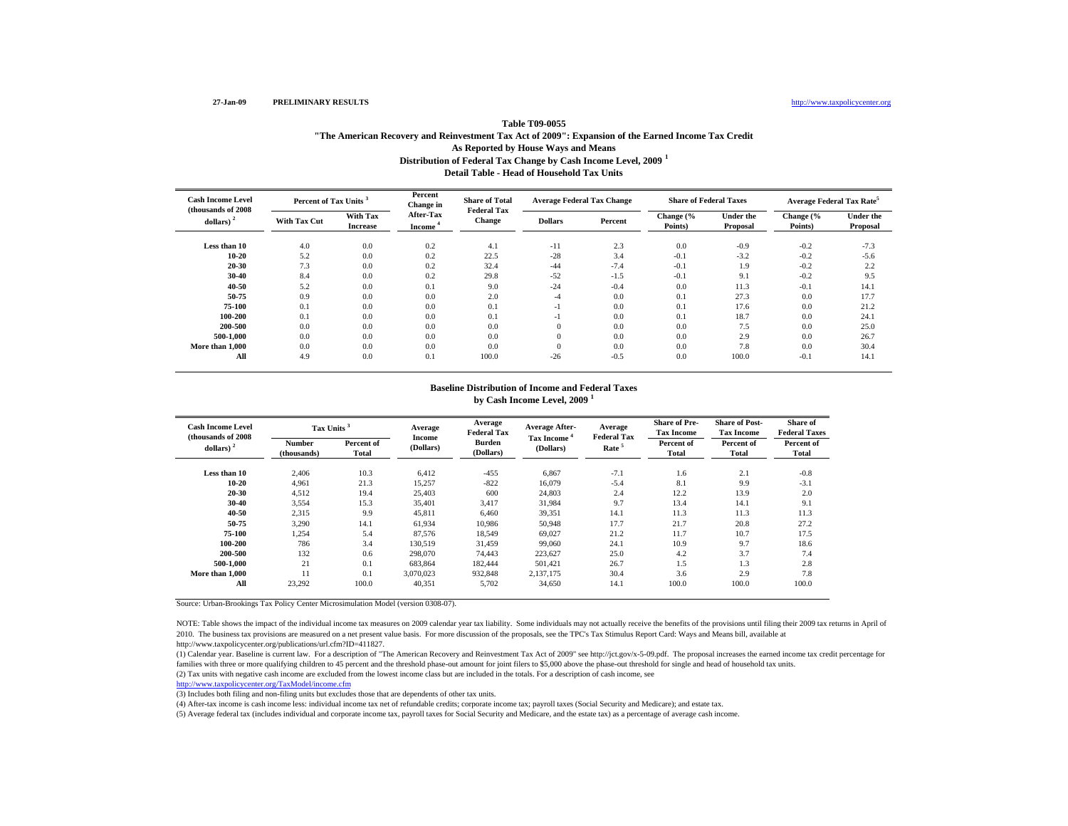27-Jan-09 **PRELIMINARY RESULTS** http://www.taxpolicycenter.org

## Table T09-0055
### "The American Recovery and Reinvestment Tax Act of 2009": Expansion of the Earned Income Tax Credit
### As Reported by House Ways and Means
### Distribution of Federal Tax Change by Cash Income Level, 2009 [1]
### Detail Table - Head of Household Tax Units

| Cash Income Level (thousands of 2008 dollars) [2] | Percent of Tax Units [3] | | Percent Change in After-Tax Income [4] | Share of Total Federal Tax Change | Average Federal Tax Change | | Share of Federal Taxes | | Average Federal Tax Rate[5] | |
|---|---|---|---|---|---|---|---|---|---|---|
| | With Tax Cut | With Tax Increase | | | Dollars | Percent | Change (% Points) | Under the Proposal | Change (% Points) | Under the Proposal |
| Less than 10 | 4.0 | 0.0 | 0.2 | 4.1 | -11 | 2.3 | 0.0 | -0.9 | -0.2 | -7.3 |
| 10-20 | 5.2 | 0.0 | 0.2 | 22.5 | -28 | 3.4 | -0.1 | -3.2 | -0.2 | -5.6 |
| 20-30 | 7.3 | 0.0 | 0.2 | 32.4 | -44 | -7.4 | -0.1 | 1.9 | -0.2 | 2.2 |
| 30-40 | 8.4 | 0.0 | 0.2 | 29.8 | -52 | -1.5 | -0.1 | 9.1 | -0.2 | 9.5 |
| 40-50 | 5.2 | 0.0 | 0.1 | 9.0 | -24 | -0.4 | 0.0 | 11.3 | -0.1 | 14.1 |
| 50-75 | 0.9 | 0.0 | 0.0 | 2.0 | -4 | 0.0 | 0.1 | 27.3 | 0.0 | 17.7 |
| 75-100 | 0.1 | 0.0 | 0.0 | 0.1 | -1 | 0.0 | 0.1 | 17.6 | 0.0 | 21.2 |
| 100-200 | 0.1 | 0.0 | 0.0 | 0.1 | -1 | 0.0 | 0.1 | 18.7 | 0.0 | 24.1 |
| 200-500 | 0.0 | 0.0 | 0.0 | 0.0 | 0 | 0.0 | 0.0 | 7.5 | 0.0 | 25.0 |
| 500-1,000 | 0.0 | 0.0 | 0.0 | 0.0 | 0 | 0.0 | 0.0 | 2.9 | 0.0 | 26.7 |
| More than 1,000 | 0.0 | 0.0 | 0.0 | 0.0 | 0 | 0.0 | 0.0 | 7.8 | 0.0 | 30.4 |
| All | 4.9 | 0.0 | 0.1 | 100.0 | -26 | -0.5 | 0.0 | 100.0 | -0.1 | 14.1 |

### Baseline Distribution of Income and Federal Taxes
### by Cash Income Level, 2009 [1]

| Cash Income Level (thousands of 2008 dollars) [2] | Tax Units [3] | | Average Income (Dollars) | Average Federal Tax Burden (Dollars) | Average After-Tax Income [4] (Dollars) | Average Federal Tax Rate [5] | Share of Pre-Tax Income | Share of Post-Tax Income | Share of Federal Taxes |
|---|---|---|---|---|---|---|---|---|---|
| | Number (thousands) | Percent of Total | | | | | Percent of Total | Percent of Total | Percent of Total |
| Less than 10 | 2,406 | 10.3 | 6,412 | -455 | 6,867 | -7.1 | 1.6 | 2.1 | -0.8 |
| 10-20 | 4,961 | 21.3 | 15,257 | -822 | 16,079 | -5.4 | 8.1 | 9.9 | -3.1 |
| 20-30 | 4,512 | 19.4 | 25,403 | 600 | 24,803 | 2.4 | 12.2 | 13.9 | 2.0 |
| 30-40 | 3,554 | 15.3 | 35,401 | 3,417 | 31,984 | 9.7 | 13.4 | 14.1 | 9.1 |
| 40-50 | 2,315 | 9.9 | 45,811 | 6,460 | 39,351 | 14.1 | 11.3 | 11.3 | 11.3 |
| 50-75 | 3,290 | 14.1 | 61,934 | 10,986 | 50,948 | 17.7 | 21.7 | 20.8 | 27.2 |
| 75-100 | 1,254 | 5.4 | 87,576 | 18,549 | 69,027 | 21.2 | 11.7 | 10.7 | 17.5 |
| 100-200 | 786 | 3.4 | 130,519 | 31,459 | 99,060 | 24.1 | 10.9 | 9.7 | 18.6 |
| 200-500 | 132 | 0.6 | 298,070 | 74,443 | 223,627 | 25.0 | 4.2 | 3.7 | 7.4 |
| 500-1,000 | 21 | 0.1 | 683,864 | 182,444 | 501,421 | 26.7 | 1.5 | 1.3 | 2.8 |
| More than 1,000 | 11 | 0.1 | 3,070,023 | 932,848 | 2,137,175 | 30.4 | 3.6 | 2.9 | 7.8 |
| All | 23,292 | 100.0 | 40,351 | 5,702 | 34,650 | 14.1 | 100.0 | 100.0 | 100.0 |

Source: Urban-Brookings Tax Policy Center Microsimulation Model (version 0308-07).

NOTE: Table shows the impact of the individual income tax measures on 2009 calendar year tax liability. Some individuals may not actually receive the benefits of the provisions until filing their 2009 tax returns in April of 2010. The business tax provisions are measured on a net present value basis. For more discussion of the proposals, see the TPC's Tax Stimulus Report Card: Ways and Means bill, available at http://www.taxpolicycenter.org/publications/url.cfm?ID=411827.

(1) Calendar year. Baseline is current law. For a description of "The American Recovery and Reinvestment Tax Act of 2009" see http://jct.gov/x-5-09.pdf. The proposal increases the earned income tax credit percentage for families with three or more qualifying children to 45 percent and the threshold phase-out amount for joint filers to $5,000 above the phase-out threshold for single and head of household tax units.

(2) Tax units with negative cash income are excluded from the lowest income class but are included in the totals. For a description of cash income, see http://www.taxpolicycenter.org/TaxModel/income.cfm

(3) Includes both filing and non-filing units but excludes those that are dependents of other tax units.

(4) After-tax income is cash income less: individual income tax net of refundable credits; corporate income tax; payroll taxes (Social Security and Medicare); and estate tax.

(5) Average federal tax (includes individual and corporate income tax, payroll taxes for Social Security and Medicare, and the estate tax) as a percentage of average cash income.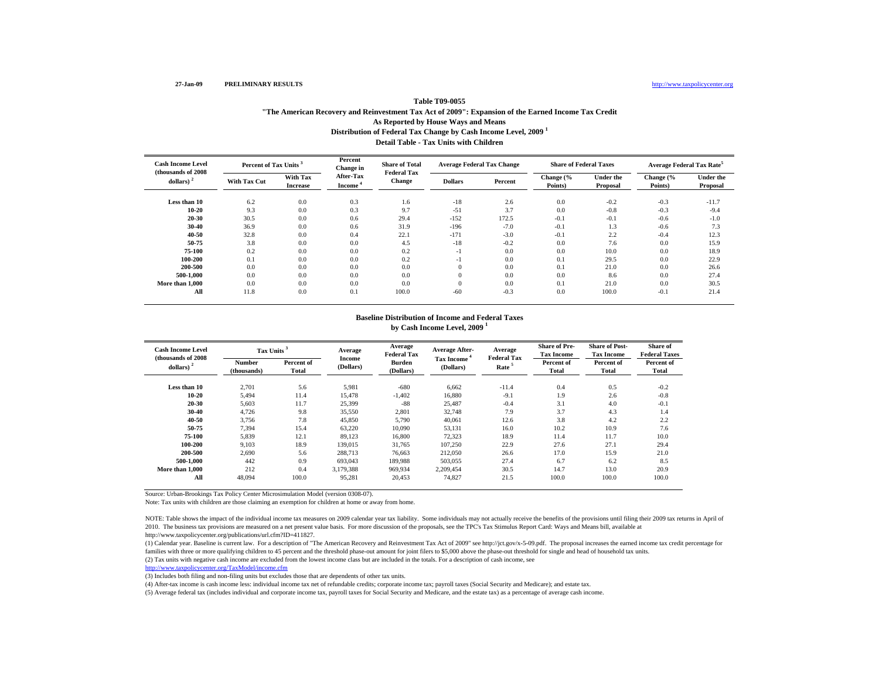27-Jan-09 **PRELIMINARY RESULTS** http://www.taxpolicycenter.org

### Table T09-0055
### "The American Recovery and Reinvestment Tax Act of 2009": Expansion of the Earned Income Tax Credit
### As Reported by House Ways and Means
### Distribution of Federal Tax Change by Cash Income Level, 2009 [1]
### Detail Table - Tax Units with Children

| Cash Income Level (thousands of 2008 dollars) [2] | Percent of Tax Units [3] | | Percent Change in After-Tax Income [4] | Share of Total Federal Tax Change | Average Federal Tax Change | | Share of Federal Taxes | | Average Federal Tax Rate[5] | |
|---|---|---|---|---|---|---|---|---|---|---|
| | With Tax Cut | With Tax Increase | | | Dollars | Percent | Change (% Points) | Under the Proposal | Change (% Points) | Under the Proposal |
| **Less than 10** | 6.2 | 0.0 | 0.3 | 1.6 | -18 | 2.6 | 0.0 | -0.2 | -0.3 | -11.7 |
| **10-20** | 9.3 | 0.0 | 0.3 | 9.7 | -51 | 3.7 | 0.0 | -0.8 | -0.3 | -9.4 |
| **20-30** | 30.5 | 0.0 | 0.6 | 29.4 | -152 | 172.5 | -0.1 | -0.1 | -0.6 | -1.0 |
| **30-40** | 36.9 | 0.0 | 0.6 | 31.9 | -196 | -7.0 | -0.1 | 1.3 | -0.6 | 7.3 |
| **40-50** | 32.8 | 0.0 | 0.4 | 22.1 | -171 | -3.0 | -0.1 | 2.2 | -0.4 | 12.3 |
| **50-75** | 3.8 | 0.0 | 0.0 | 4.5 | -18 | -0.2 | 0.0 | 7.6 | 0.0 | 15.9 |
| **75-100** | 0.2 | 0.0 | 0.0 | 0.2 | -1 | 0.0 | 0.0 | 10.0 | 0.0 | 18.9 |
| **100-200** | 0.1 | 0.0 | 0.0 | 0.2 | -1 | 0.0 | 0.1 | 29.5 | 0.0 | 22.9 |
| **200-500** | 0.0 | 0.0 | 0.0 | 0.0 | 0 | 0.0 | 0.1 | 21.0 | 0.0 | 26.6 |
| **500-1,000** | 0.0 | 0.0 | 0.0 | 0.0 | 0 | 0.0 | 0.0 | 8.6 | 0.0 | 27.4 |
| **More than 1,000** | 0.0 | 0.0 | 0.0 | 0.0 | 0 | 0.0 | 0.1 | 21.0 | 0.0 | 30.5 |
| **All** | 11.8 | 0.0 | 0.1 | 100.0 | -60 | -0.3 | 0.0 | 100.0 | -0.1 | 21.4 |

### Baseline Distribution of Income and Federal Taxes
### by Cash Income Level, 2009 [1]

| Cash Income Level (thousands of 2008 dollars) [2] | Tax Units [3] | | Average Income (Dollars) | Average Federal Tax Burden (Dollars) | Average After-Tax Income [4] (Dollars) | Average Federal Tax Rate [5] | Share of Pre-Tax Income | Share of Post-Tax Income | Share of Federal Taxes |
|---|---|---|---|---|---|---|---|---|---|
| | Number (thousands) | Percent of Total | | | | | Percent of Total | Percent of Total | Percent of Total |
| **Less than 10** | 2,701 | 5.6 | 5,981 | -680 | 6,662 | -11.4 | 0.4 | 0.5 | -0.2 |
| **10-20** | 5,494 | 11.4 | 15,478 | -1,402 | 16,880 | -9.1 | 1.9 | 2.6 | -0.8 |
| **20-30** | 5,603 | 11.7 | 25,399 | -88 | 25,487 | -0.4 | 3.1 | 4.0 | -0.1 |
| **30-40** | 4,726 | 9.8 | 35,550 | 2,801 | 32,748 | 7.9 | 3.7 | 4.3 | 1.4 |
| **40-50** | 3,756 | 7.8 | 45,850 | 5,790 | 40,061 | 12.6 | 3.8 | 4.2 | 2.2 |
| **50-75** | 7,394 | 15.4 | 63,220 | 10,090 | 53,131 | 16.0 | 10.2 | 10.9 | 7.6 |
| **75-100** | 5,839 | 12.1 | 89,123 | 16,800 | 72,323 | 18.9 | 11.4 | 11.7 | 10.0 |
| **100-200** | 9,103 | 18.9 | 139,015 | 31,765 | 107,250 | 22.9 | 27.6 | 27.1 | 29.4 |
| **200-500** | 2,690 | 5.6 | 288,713 | 76,663 | 212,050 | 26.6 | 17.0 | 15.9 | 21.0 |
| **500-1,000** | 442 | 0.9 | 693,043 | 189,988 | 503,055 | 27.4 | 6.7 | 6.2 | 8.5 |
| **More than 1,000** | 212 | 0.4 | 3,179,388 | 969,934 | 2,209,454 | 30.5 | 14.7 | 13.0 | 20.9 |
| **All** | 48,094 | 100.0 | 95,281 | 20,453 | 74,827 | 21.5 | 100.0 | 100.0 | 100.0 |

Source: Urban-Brookings Tax Policy Center Microsimulation Model (version 0308-07).

Note: Tax units with children are those claiming an exemption for children at home or away from home.

NOTE: Table shows the impact of the individual income tax measures on 2009 calendar year tax liability. Some individuals may not actually receive the benefits of the provisions until filing their 2009 tax returns in April of 2010. The business tax provisions are measured on a net present value basis. For more discussion of the proposals, see the TPC's Tax Stimulus Report Card: Ways and Means bill, available at http://www.taxpolicycenter.org/publications/url.cfm?ID=411827.

(1) Calendar year. Baseline is current law. For a description of "The American Recovery and Reinvestment Tax Act of 2009" see http://jct.gov/x-5-09.pdf. The proposal increases the earned income tax credit percentage for families with three or more qualifying children to 45 percent and the threshold phase-out amount for joint filers to $5,000 above the phase-out threshold for single and head of household tax units.

(2) Tax units with negative cash income are excluded from the lowest income class but are included in the totals. For a description of cash income, see http://www.taxpolicycenter.org/TaxModel/income.cfm

(3) Includes both filing and non-filing units but excludes those that are dependents of other tax units.

(4) After-tax income is cash income less: individual income tax net of refundable credits; corporate income tax; payroll taxes (Social Security and Medicare); and estate tax.

(5) Average federal tax (includes individual and corporate income tax, payroll taxes for Social Security and Medicare, and the estate tax) as a percentage of average cash income.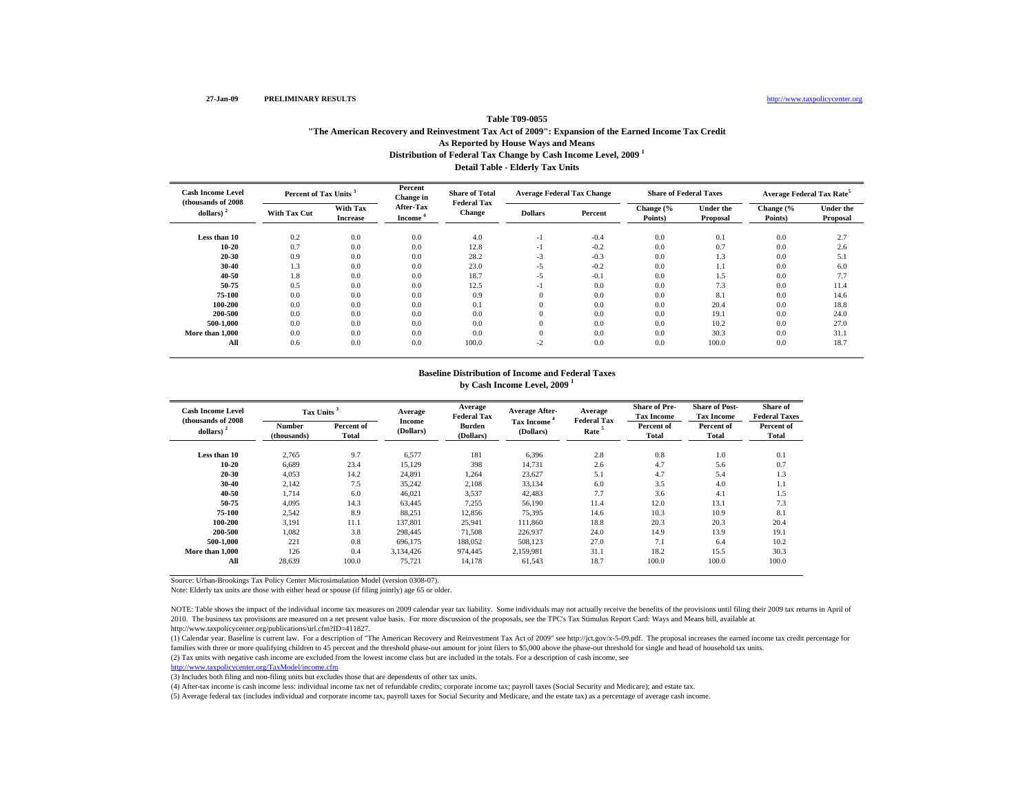27-Jan-09 PRELIMINARY RESULTS http://www.taxpolicycenter.org

# Table T09-0055
## "The American Recovery and Reinvestment Tax Act of 2009": Expansion of the Earned Income Tax Credit
## As Reported by House Ways and Means
## Distribution of Federal Tax Change by Cash Income Level, 2009 [1]
## Detail Table - Elderly Tax Units

| Cash Income Level (thousands of 2008 dollars) [2] | Percent of Tax Units [3] | | Percent Change in After-Tax Income [4] | Share of Total Federal Tax Change | Average Federal Tax Change | | Share of Federal Taxes | | Average Federal Tax Rate[5] | |
|---|---|---|---|---|---|---|---|---|---|---|
| | With Tax Cut | With Tax Increase | | | Dollars | Percent | Change (% Points) | Under the Proposal | Change (% Points) | Under the Proposal |
| Less than 10 | 0.2 | 0.0 | 0.0 | 4.0 | -1 | -0.4 | 0.0 | 0.1 | 0.0 | 2.7 |
| 10-20 | 0.7 | 0.0 | 0.0 | 12.8 | -1 | -0.2 | 0.0 | 0.7 | 0.0 | 2.6 |
| 20-30 | 0.9 | 0.0 | 0.0 | 28.2 | -3 | -0.3 | 0.0 | 1.3 | 0.0 | 5.1 |
| 30-40 | 1.3 | 0.0 | 0.0 | 23.0 | -5 | -0.2 | 0.0 | 1.1 | 0.0 | 6.0 |
| 40-50 | 1.8 | 0.0 | 0.0 | 18.7 | -5 | -0.1 | 0.0 | 1.5 | 0.0 | 7.7 |
| 50-75 | 0.5 | 0.0 | 0.0 | 12.5 | -1 | 0.0 | 0.0 | 7.3 | 0.0 | 11.4 |
| 75-100 | 0.0 | 0.0 | 0.0 | 0.9 | 0 | 0.0 | 0.0 | 8.1 | 0.0 | 14.6 |
| 100-200 | 0.0 | 0.0 | 0.0 | 0.1 | 0 | 0.0 | 0.0 | 20.4 | 0.0 | 18.8 |
| 200-500 | 0.0 | 0.0 | 0.0 | 0.0 | 0 | 0.0 | 0.0 | 19.1 | 0.0 | 24.0 |
| 500-1,000 | 0.0 | 0.0 | 0.0 | 0.0 | 0 | 0.0 | 0.0 | 10.2 | 0.0 | 27.0 |
| More than 1,000 | 0.0 | 0.0 | 0.0 | 0.0 | 0 | 0.0 | 0.0 | 30.3 | 0.0 | 31.1 |
| All | 0.6 | 0.0 | 0.0 | 100.0 | -2 | 0.0 | 0.0 | 100.0 | 0.0 | 18.7 |

## Baseline Distribution of Income and Federal Taxes by Cash Income Level, 2009 [1]

| Cash Income Level (thousands of 2008 dollars) [2] | Tax Units [3] | | Average Income (Dollars) | Average Federal Tax Burden (Dollars) | Average After-Tax Income [4] (Dollars) | Average Federal Tax Rate [5] | Share of Pre-Tax Income | Share of Post-Tax Income | Share of Federal Taxes |
|---|---|---|---|---|---|---|---|---|---|
| | Number (thousands) | Percent of Total | | | | | Percent of Total | Percent of Total | Percent of Total |
| Less than 10 | 2,765 | 9.7 | 6,577 | 181 | 6,396 | 2.8 | 0.8 | 1.0 | 0.1 |
| 10-20 | 6,689 | 23.4 | 15,129 | 398 | 14,731 | 2.6 | 4.7 | 5.6 | 0.7 |
| 20-30 | 4,053 | 14.2 | 24,891 | 1,264 | 23,627 | 5.1 | 4.7 | 5.4 | 1.3 |
| 30-40 | 2,142 | 7.5 | 35,242 | 2,108 | 33,134 | 6.0 | 3.5 | 4.0 | 1.1 |
| 40-50 | 1,714 | 6.0 | 46,021 | 3,537 | 42,483 | 7.7 | 3.6 | 4.1 | 1.5 |
| 50-75 | 4,095 | 14.3 | 63,445 | 7,255 | 56,190 | 11.4 | 12.0 | 13.1 | 7.3 |
| 75-100 | 2,542 | 8.9 | 88,251 | 12,856 | 75,395 | 14.6 | 10.3 | 10.9 | 8.1 |
| 100-200 | 3,191 | 11.1 | 137,801 | 25,941 | 111,860 | 18.8 | 20.3 | 20.3 | 20.4 |
| 200-500 | 1,082 | 3.8 | 298,445 | 71,508 | 226,937 | 24.0 | 14.9 | 13.9 | 19.1 |
| 500-1,000 | 221 | 0.8 | 696,175 | 188,052 | 508,123 | 27.0 | 7.1 | 6.4 | 10.2 |
| More than 1,000 | 126 | 0.4 | 3,134,426 | 974,445 | 2,159,981 | 31.1 | 18.2 | 15.5 | 30.3 |
| All | 28,639 | 100.0 | 75,721 | 14,178 | 61,543 | 18.7 | 100.0 | 100.0 | 100.0 |

Source: Urban-Brookings Tax Policy Center Microsimulation Model (version 0308-07).

Note: Elderly tax units are those with either head or spouse (if filing jointly) age 65 or older.

NOTE: Table shows the impact of the individual income tax measures on 2009 calendar year tax liability. Some individuals may not actually receive the benefits of the provisions until filing their 2009 tax returns in April of 2010. The business tax provisions are measured on a net present value basis. For more discussion of the proposals, see the TPC's Tax Stimulus Report Card: Ways and Means bill, available at http://www.taxpolicycenter.org/publications/url.cfm?ID=411827.

(1) Calendar year. Baseline is current law. For a description of "The American Recovery and Reinvestment Tax Act of 2009" see http://jct.gov/x-5-09.pdf. The proposal increases the earned income tax credit percentage for families with three or more qualifying children to 45 percent and the threshold phase-out amount for joint filers to $5,000 above the phase-out threshold for single and head of household tax units.

(2) Tax units with negative cash income are excluded from the lowest income class but are included in the totals. For a description of cash income, see http://www.taxpolicycenter.org/TaxModel/income.cfm

(3) Includes both filing and non-filing units but excludes those that are dependents of other tax units.

(4) After-tax income is cash income less: individual income tax net of refundable credits; corporate income tax; payroll taxes (Social Security and Medicare); and estate tax.

(5) Average federal tax (includes individual and corporate income tax, payroll taxes for Social Security and Medicare, and the estate tax) as a percentage of average cash income.